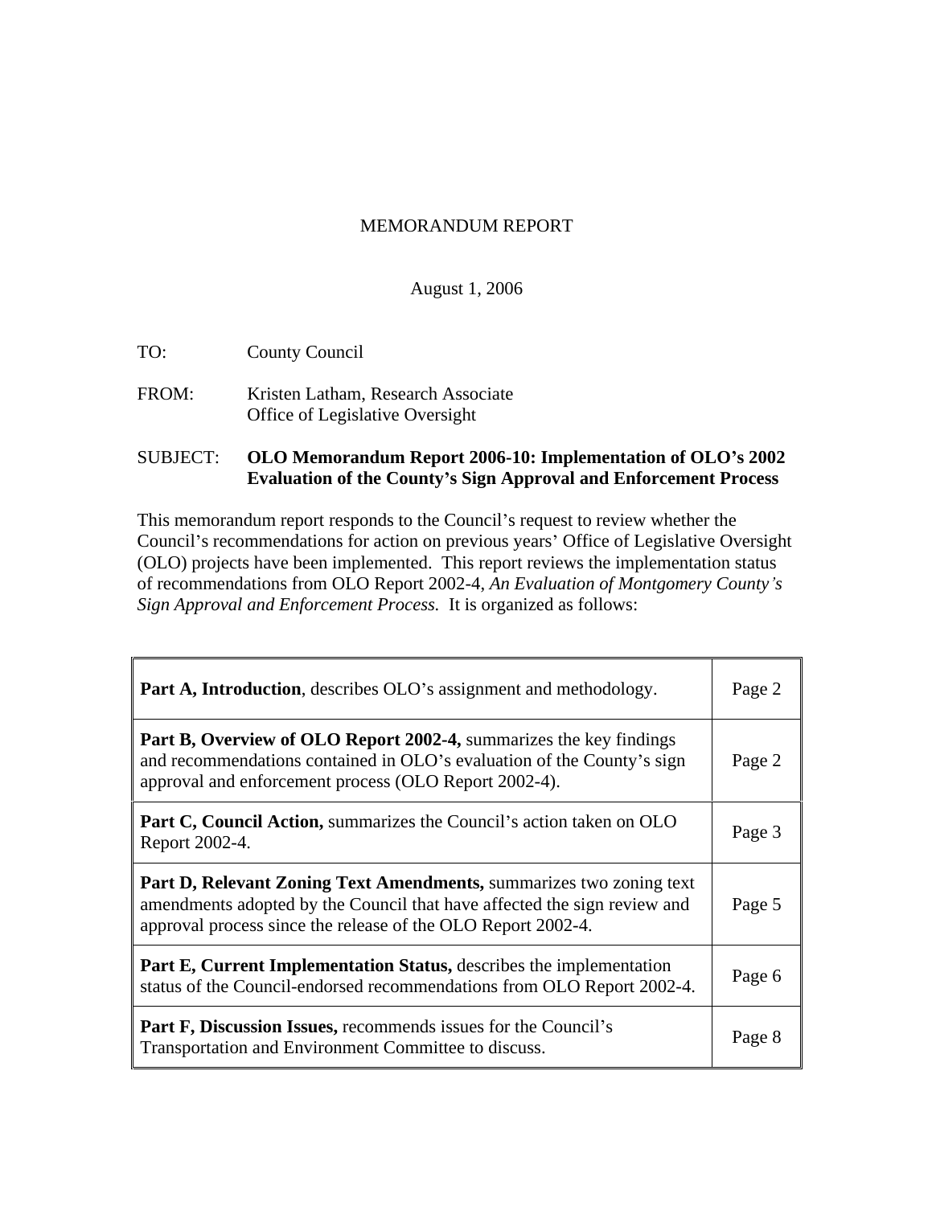# MEMORANDUM REPORT

August 1, 2006

TO: County Council

FROM: Kristen Latham, Research Associate
Office of Legislative Oversight

SUBJECT: **OLO Memorandum Report 2006-10: Implementation of OLO's 2002 Evaluation of the County's Sign Approval and Enforcement Process**

This memorandum report responds to the Council's request to review whether the Council's recommendations for action on previous years' Office of Legislative Oversight (OLO) projects have been implemented. This report reviews the implementation status of recommendations from OLO Report 2002-4, *An Evaluation of Montgomery County's Sign Approval and Enforcement Process.* It is organized as follows:

| Section | Page |
|---|---|
| **Part A, Introduction**, describes OLO's assignment and methodology. | Page 2 |
| **Part B, Overview of OLO Report 2002-4,** summarizes the key findings and recommendations contained in OLO's evaluation of the County's sign approval and enforcement process (OLO Report 2002-4). | Page 2 |
| **Part C, Council Action,** summarizes the Council's action taken on OLO Report 2002-4. | Page 3 |
| **Part D, Relevant Zoning Text Amendments,** summarizes two zoning text amendments adopted by the Council that have affected the sign review and approval process since the release of the OLO Report 2002-4. | Page 5 |
| **Part E, Current Implementation Status,** describes the implementation status of the Council-endorsed recommendations from OLO Report 2002-4. | Page 6 |
| **Part F, Discussion Issues,** recommends issues for the Council's Transportation and Environment Committee to discuss. | Page 8 |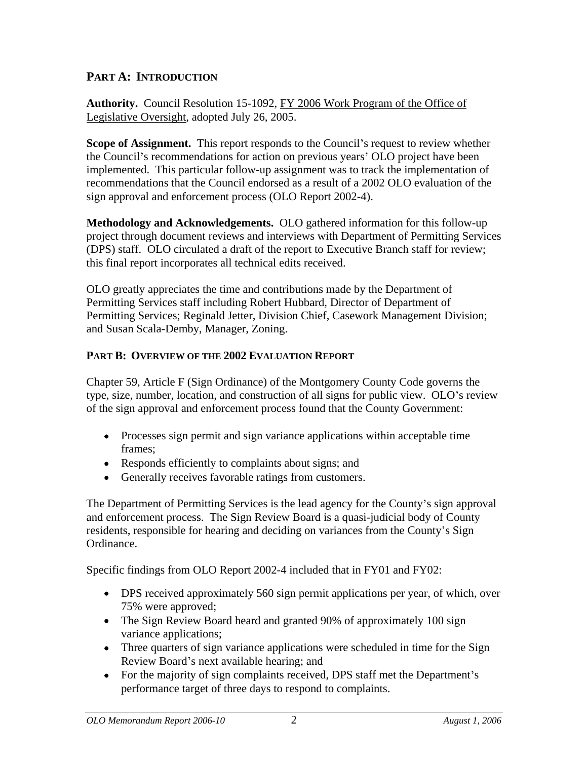## PART A: INTRODUCTION

**Authority.** Council Resolution 15-1092, FY 2006 Work Program of the Office of Legislative Oversight, adopted July 26, 2005.

**Scope of Assignment.** This report responds to the Council's request to review whether the Council's recommendations for action on previous years' OLO project have been implemented. This particular follow-up assignment was to track the implementation of recommendations that the Council endorsed as a result of a 2002 OLO evaluation of the sign approval and enforcement process (OLO Report 2002-4).

**Methodology and Acknowledgements.** OLO gathered information for this follow-up project through document reviews and interviews with Department of Permitting Services (DPS) staff. OLO circulated a draft of the report to Executive Branch staff for review; this final report incorporates all technical edits received.

OLO greatly appreciates the time and contributions made by the Department of Permitting Services staff including Robert Hubbard, Director of Department of Permitting Services; Reginald Jetter, Division Chief, Casework Management Division; and Susan Scala-Demby, Manager, Zoning.

## PART B: OVERVIEW OF THE 2002 EVALUATION REPORT

Chapter 59, Article F (Sign Ordinance) of the Montgomery County Code governs the type, size, number, location, and construction of all signs for public view. OLO's review of the sign approval and enforcement process found that the County Government:

- Processes sign permit and sign variance applications within acceptable time frames;
- Responds efficiently to complaints about signs; and
- Generally receives favorable ratings from customers.

The Department of Permitting Services is the lead agency for the County's sign approval and enforcement process. The Sign Review Board is a quasi-judicial body of County residents, responsible for hearing and deciding on variances from the County's Sign Ordinance.

Specific findings from OLO Report 2002-4 included that in FY01 and FY02:

- DPS received approximately 560 sign permit applications per year, of which, over 75% were approved;
- The Sign Review Board heard and granted 90% of approximately 100 sign variance applications;
- Three quarters of sign variance applications were scheduled in time for the Sign Review Board's next available hearing; and
- For the majority of sign complaints received, DPS staff met the Department's performance target of three days to respond to complaints.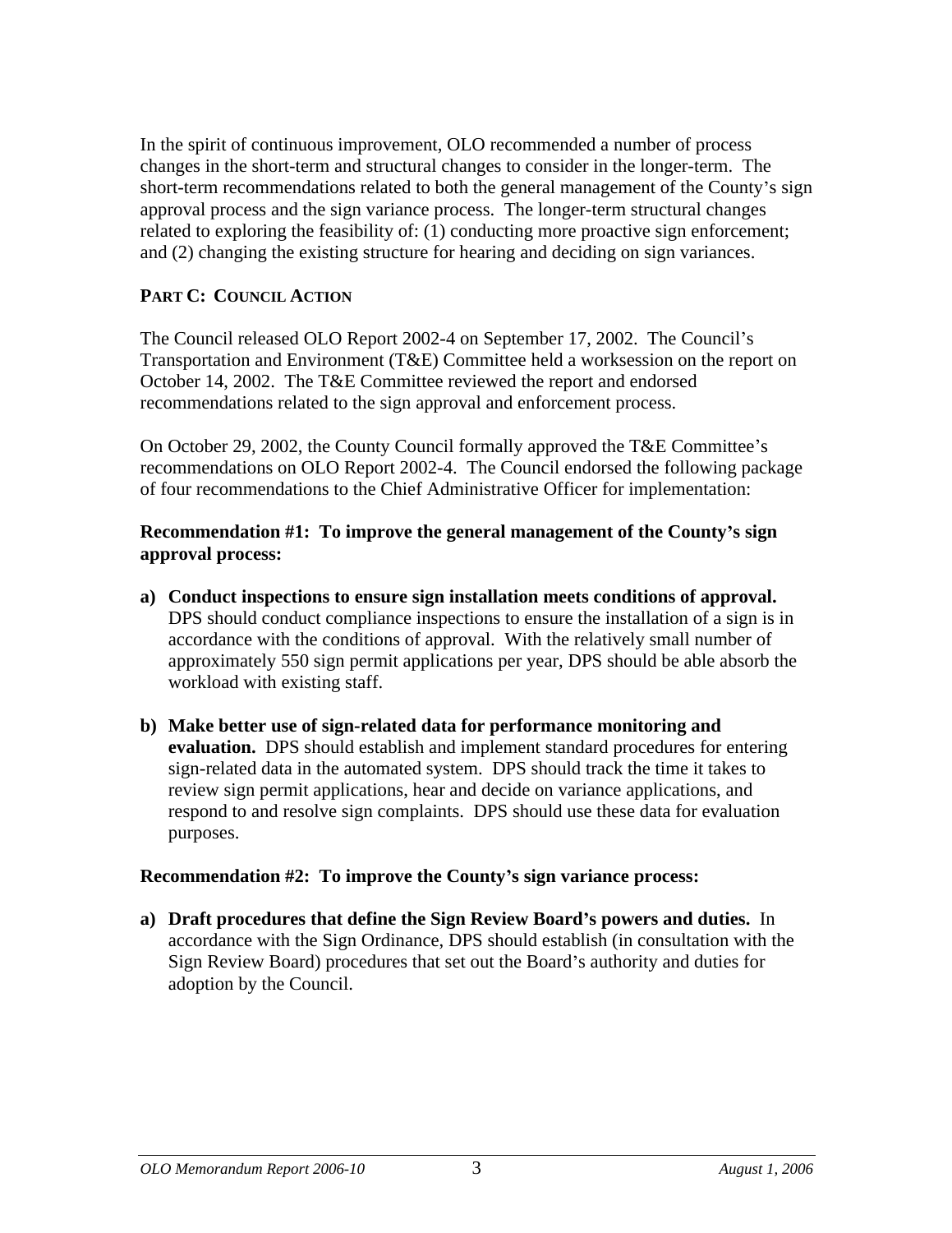In the spirit of continuous improvement, OLO recommended a number of process changes in the short-term and structural changes to consider in the longer-term. The short-term recommendations related to both the general management of the County's sign approval process and the sign variance process. The longer-term structural changes related to exploring the feasibility of: (1) conducting more proactive sign enforcement; and (2) changing the existing structure for hearing and deciding on sign variances.

## PART C: COUNCIL ACTION

The Council released OLO Report 2002-4 on September 17, 2002. The Council's Transportation and Environment (T&E) Committee held a worksession on the report on October 14, 2002. The T&E Committee reviewed the report and endorsed recommendations related to the sign approval and enforcement process.

On October 29, 2002, the County Council formally approved the T&E Committee's recommendations on OLO Report 2002-4. The Council endorsed the following package of four recommendations to the Chief Administrative Officer for implementation:

**Recommendation #1: To improve the general management of the County's sign approval process:**

a) **Conduct inspections to ensure sign installation meets conditions of approval.** DPS should conduct compliance inspections to ensure the installation of a sign is in accordance with the conditions of approval. With the relatively small number of approximately 550 sign permit applications per year, DPS should be able absorb the workload with existing staff.

b) **Make better use of sign-related data for performance monitoring and evaluation.** DPS should establish and implement standard procedures for entering sign-related data in the automated system. DPS should track the time it takes to review sign permit applications, hear and decide on variance applications, and respond to and resolve sign complaints. DPS should use these data for evaluation purposes.

**Recommendation #2: To improve the County's sign variance process:**

a) **Draft procedures that define the Sign Review Board's powers and duties.** In accordance with the Sign Ordinance, DPS should establish (in consultation with the Sign Review Board) procedures that set out the Board's authority and duties for adoption by the Council.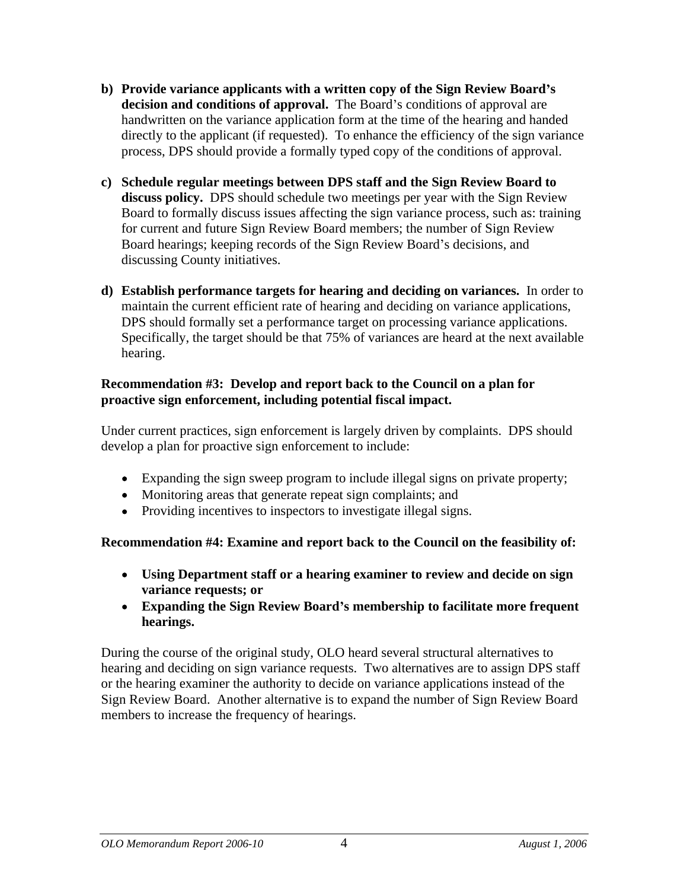b) **Provide variance applicants with a written copy of the Sign Review Board's decision and conditions of approval.** The Board's conditions of approval are handwritten on the variance application form at the time of the hearing and handed directly to the applicant (if requested). To enhance the efficiency of the sign variance process, DPS should provide a formally typed copy of the conditions of approval.

c) **Schedule regular meetings between DPS staff and the Sign Review Board to discuss policy.** DPS should schedule two meetings per year with the Sign Review Board to formally discuss issues affecting the sign variance process, such as: training for current and future Sign Review Board members; the number of Sign Review Board hearings; keeping records of the Sign Review Board's decisions, and discussing County initiatives.

d) **Establish performance targets for hearing and deciding on variances.** In order to maintain the current efficient rate of hearing and deciding on variance applications, DPS should formally set a performance target on processing variance applications. Specifically, the target should be that 75% of variances are heard at the next available hearing.

**Recommendation #3: Develop and report back to the Council on a plan for proactive sign enforcement, including potential fiscal impact.**

Under current practices, sign enforcement is largely driven by complaints. DPS should develop a plan for proactive sign enforcement to include:

- Expanding the sign sweep program to include illegal signs on private property;
- Monitoring areas that generate repeat sign complaints; and
- Providing incentives to inspectors to investigate illegal signs.

**Recommendation #4: Examine and report back to the Council on the feasibility of:**

- **Using Department staff or a hearing examiner to review and decide on sign variance requests; or**
- **Expanding the Sign Review Board's membership to facilitate more frequent hearings.**

During the course of the original study, OLO heard several structural alternatives to hearing and deciding on sign variance requests. Two alternatives are to assign DPS staff or the hearing examiner the authority to decide on variance applications instead of the Sign Review Board. Another alternative is to expand the number of Sign Review Board members to increase the frequency of hearings.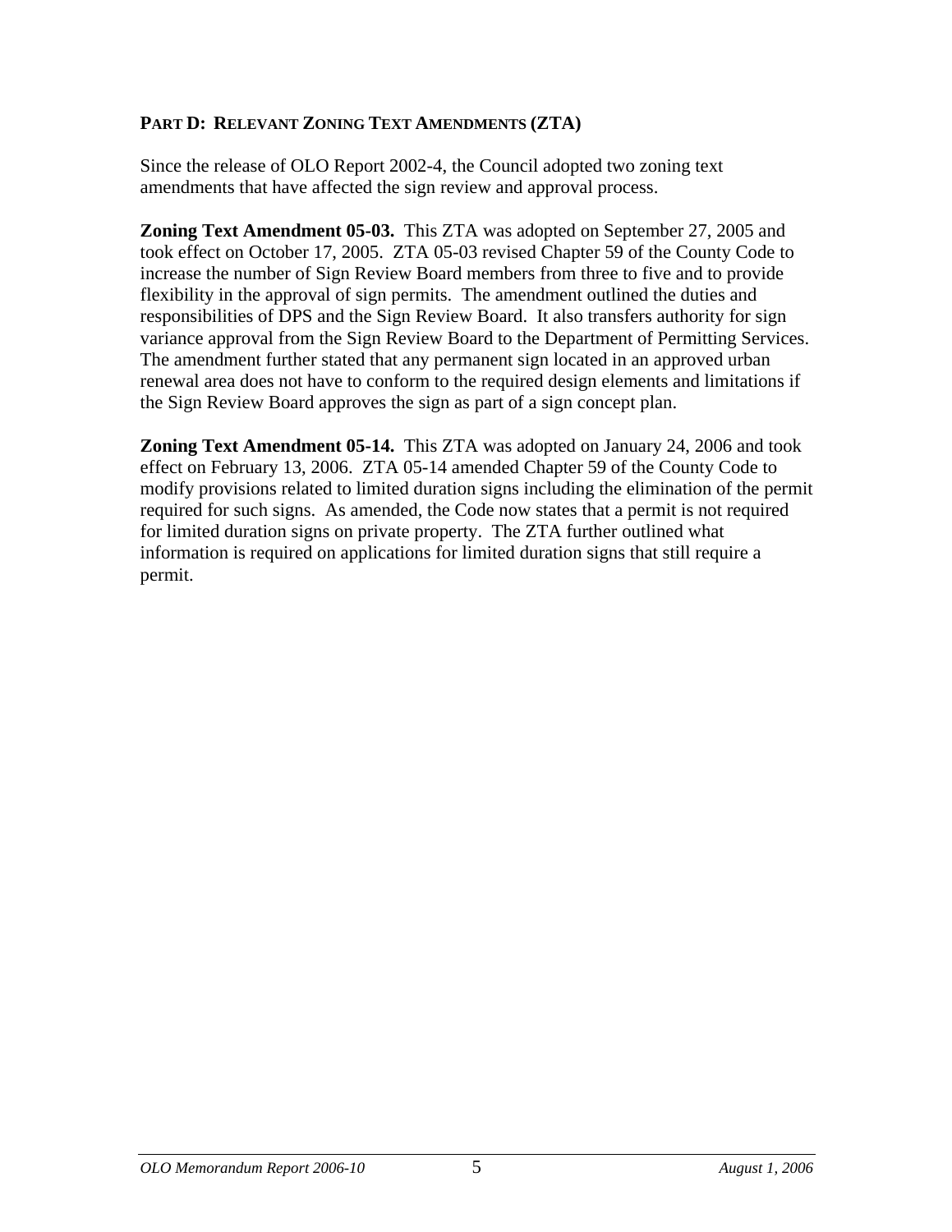## Part D: Relevant Zoning Text Amendments (ZTA)

Since the release of OLO Report 2002-4, the Council adopted two zoning text amendments that have affected the sign review and approval process.

**Zoning Text Amendment 05-03.** This ZTA was adopted on September 27, 2005 and took effect on October 17, 2005. ZTA 05-03 revised Chapter 59 of the County Code to increase the number of Sign Review Board members from three to five and to provide flexibility in the approval of sign permits. The amendment outlined the duties and responsibilities of DPS and the Sign Review Board. It also transfers authority for sign variance approval from the Sign Review Board to the Department of Permitting Services. The amendment further stated that any permanent sign located in an approved urban renewal area does not have to conform to the required design elements and limitations if the Sign Review Board approves the sign as part of a sign concept plan.

**Zoning Text Amendment 05-14.** This ZTA was adopted on January 24, 2006 and took effect on February 13, 2006. ZTA 05-14 amended Chapter 59 of the County Code to modify provisions related to limited duration signs including the elimination of the permit required for such signs. As amended, the Code now states that a permit is not required for limited duration signs on private property. The ZTA further outlined what information is required on applications for limited duration signs that still require a permit.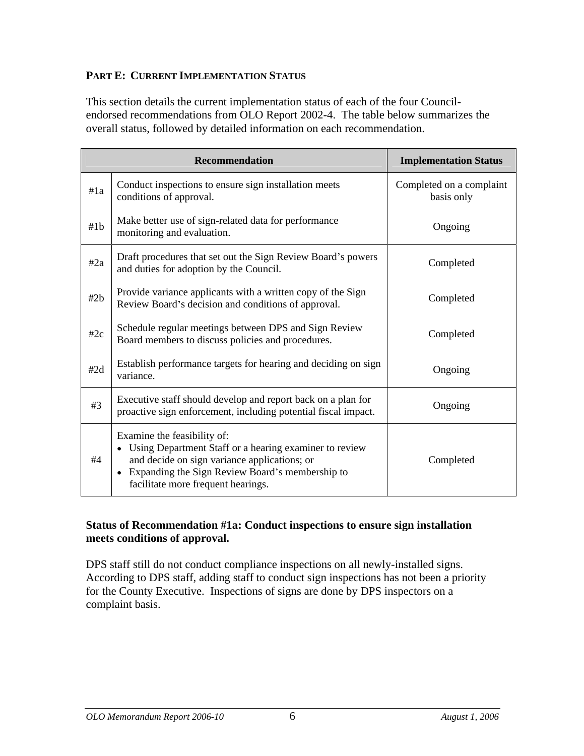**PART E: CURRENT IMPLEMENTATION STATUS**

This section details the current implementation status of each of the four Council-endorsed recommendations from OLO Report 2002-4. The table below summarizes the overall status, followed by detailed information on each recommendation.

| Recommendation | | Implementation Status |
|---|---|---|
| #1a | Conduct inspections to ensure sign installation meets conditions of approval. | Completed on a complaint basis only |
| #1b | Make better use of sign-related data for performance monitoring and evaluation. | Ongoing |
| #2a | Draft procedures that set out the Sign Review Board's powers and duties for adoption by the Council. | Completed |
| #2b | Provide variance applicants with a written copy of the Sign Review Board's decision and conditions of approval. | Completed |
| #2c | Schedule regular meetings between DPS and Sign Review Board members to discuss policies and procedures. | Completed |
| #2d | Establish performance targets for hearing and deciding on sign variance. | Ongoing |
| #3 | Executive staff should develop and report back on a plan for proactive sign enforcement, including potential fiscal impact. | Ongoing |
| #4 | Examine the feasibility of:<br>• Using Department Staff or a hearing examiner to review and decide on sign variance applications; or<br>• Expanding the Sign Review Board's membership to facilitate more frequent hearings. | Completed |

**Status of Recommendation #1a: Conduct inspections to ensure sign installation meets conditions of approval.**

DPS staff still do not conduct compliance inspections on all newly-installed signs. According to DPS staff, adding staff to conduct sign inspections has not been a priority for the County Executive. Inspections of signs are done by DPS inspectors on a complaint basis.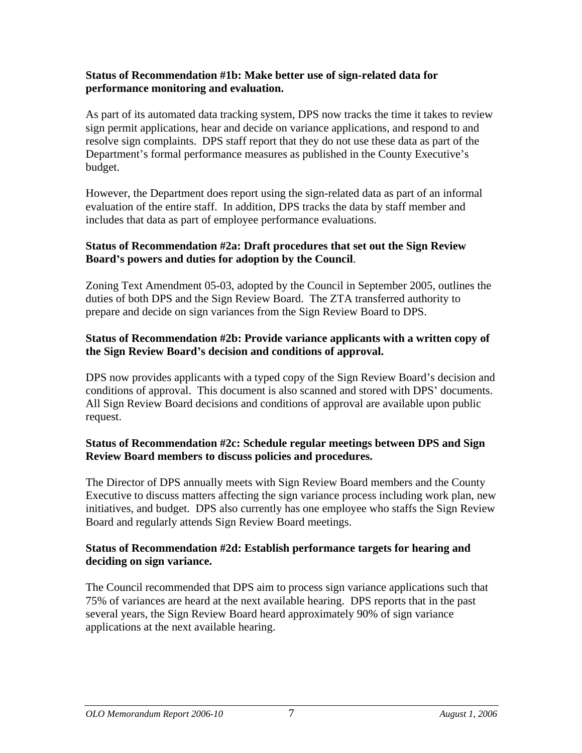**Status of Recommendation #1b: Make better use of sign-related data for performance monitoring and evaluation.**

As part of its automated data tracking system, DPS now tracks the time it takes to review sign permit applications, hear and decide on variance applications, and respond to and resolve sign complaints. DPS staff report that they do not use these data as part of the Department's formal performance measures as published in the County Executive's budget.

However, the Department does report using the sign-related data as part of an informal evaluation of the entire staff. In addition, DPS tracks the data by staff member and includes that data as part of employee performance evaluations.

**Status of Recommendation #2a: Draft procedures that set out the Sign Review Board's powers and duties for adoption by the Council**.

Zoning Text Amendment 05-03, adopted by the Council in September 2005, outlines the duties of both DPS and the Sign Review Board. The ZTA transferred authority to prepare and decide on sign variances from the Sign Review Board to DPS.

**Status of Recommendation #2b: Provide variance applicants with a written copy of the Sign Review Board's decision and conditions of approval.**

DPS now provides applicants with a typed copy of the Sign Review Board's decision and conditions of approval. This document is also scanned and stored with DPS' documents. All Sign Review Board decisions and conditions of approval are available upon public request.

**Status of Recommendation #2c: Schedule regular meetings between DPS and Sign Review Board members to discuss policies and procedures.**

The Director of DPS annually meets with Sign Review Board members and the County Executive to discuss matters affecting the sign variance process including work plan, new initiatives, and budget. DPS also currently has one employee who staffs the Sign Review Board and regularly attends Sign Review Board meetings.

**Status of Recommendation #2d: Establish performance targets for hearing and deciding on sign variance.**

The Council recommended that DPS aim to process sign variance applications such that 75% of variances are heard at the next available hearing. DPS reports that in the past several years, the Sign Review Board heard approximately 90% of sign variance applications at the next available hearing.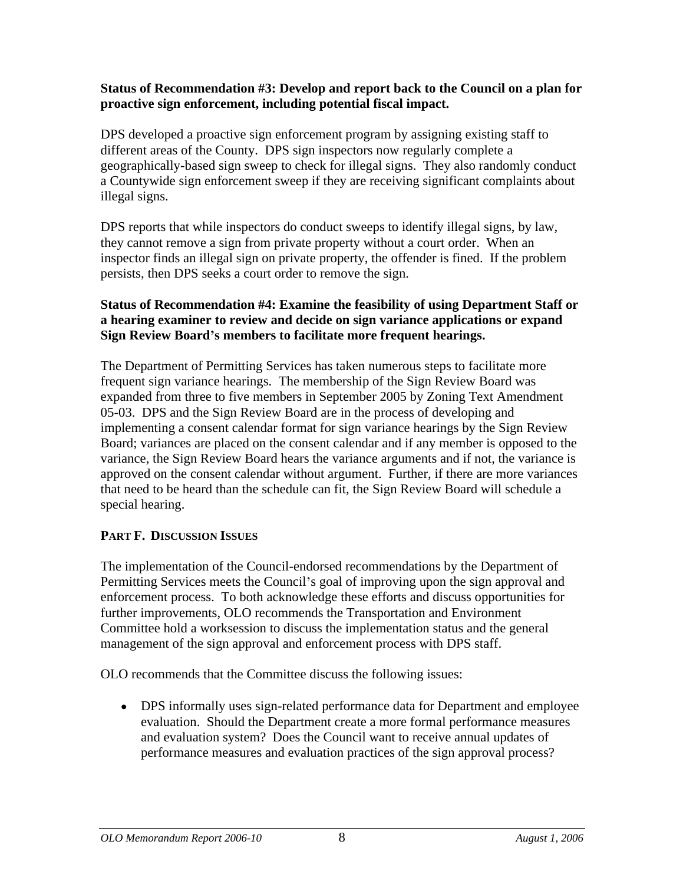**Status of Recommendation #3: Develop and report back to the Council on a plan for proactive sign enforcement, including potential fiscal impact.**

DPS developed a proactive sign enforcement program by assigning existing staff to different areas of the County. DPS sign inspectors now regularly complete a geographically-based sign sweep to check for illegal signs. They also randomly conduct a Countywide sign enforcement sweep if they are receiving significant complaints about illegal signs.

DPS reports that while inspectors do conduct sweeps to identify illegal signs, by law, they cannot remove a sign from private property without a court order. When an inspector finds an illegal sign on private property, the offender is fined. If the problem persists, then DPS seeks a court order to remove the sign.

**Status of Recommendation #4: Examine the feasibility of using Department Staff or a hearing examiner to review and decide on sign variance applications or expand Sign Review Board's members to facilitate more frequent hearings.**

The Department of Permitting Services has taken numerous steps to facilitate more frequent sign variance hearings. The membership of the Sign Review Board was expanded from three to five members in September 2005 by Zoning Text Amendment 05-03. DPS and the Sign Review Board are in the process of developing and implementing a consent calendar format for sign variance hearings by the Sign Review Board; variances are placed on the consent calendar and if any member is opposed to the variance, the Sign Review Board hears the variance arguments and if not, the variance is approved on the consent calendar without argument. Further, if there are more variances that need to be heard than the schedule can fit, the Sign Review Board will schedule a special hearing.

## PART F. DISCUSSION ISSUES

The implementation of the Council-endorsed recommendations by the Department of Permitting Services meets the Council's goal of improving upon the sign approval and enforcement process. To both acknowledge these efforts and discuss opportunities for further improvements, OLO recommends the Transportation and Environment Committee hold a worksession to discuss the implementation status and the general management of the sign approval and enforcement process with DPS staff.

OLO recommends that the Committee discuss the following issues:

- DPS informally uses sign-related performance data for Department and employee evaluation. Should the Department create a more formal performance measures and evaluation system? Does the Council want to receive annual updates of performance measures and evaluation practices of the sign approval process?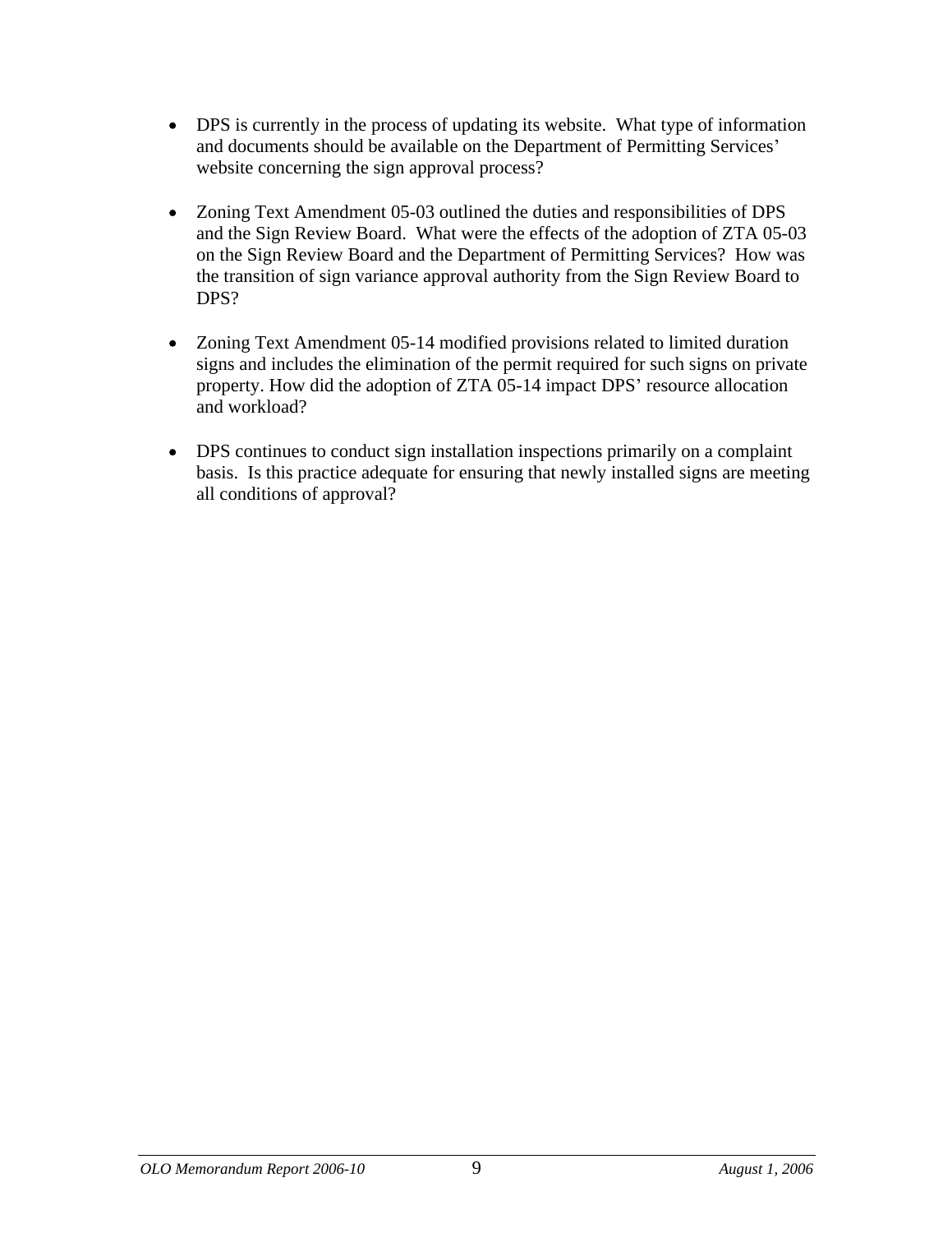- DPS is currently in the process of updating its website. What type of information and documents should be available on the Department of Permitting Services' website concerning the sign approval process?

- Zoning Text Amendment 05-03 outlined the duties and responsibilities of DPS and the Sign Review Board. What were the effects of the adoption of ZTA 05-03 on the Sign Review Board and the Department of Permitting Services? How was the transition of sign variance approval authority from the Sign Review Board to DPS?

- Zoning Text Amendment 05-14 modified provisions related to limited duration signs and includes the elimination of the permit required for such signs on private property. How did the adoption of ZTA 05-14 impact DPS' resource allocation and workload?

- DPS continues to conduct sign installation inspections primarily on a complaint basis. Is this practice adequate for ensuring that newly installed signs are meeting all conditions of approval?